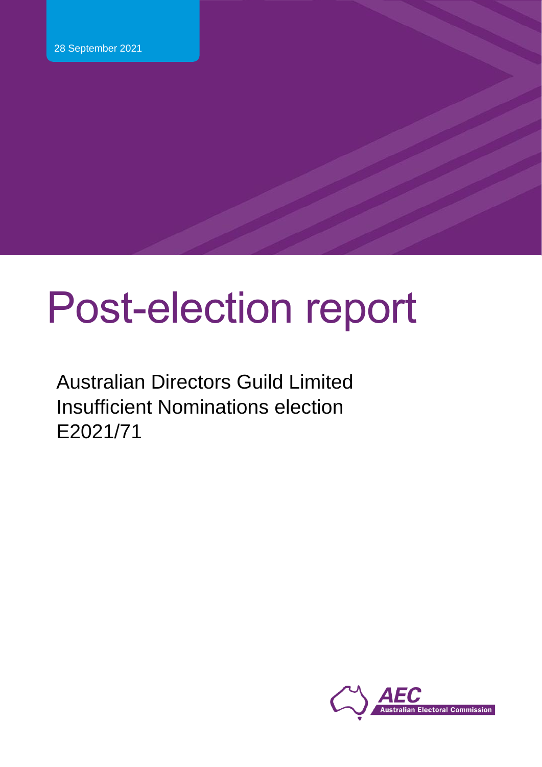28 September 2021

# Post-election report

Australian Directors Guild Limited
Insufficient Nominations election
E2021/71

Australian Electoral Commission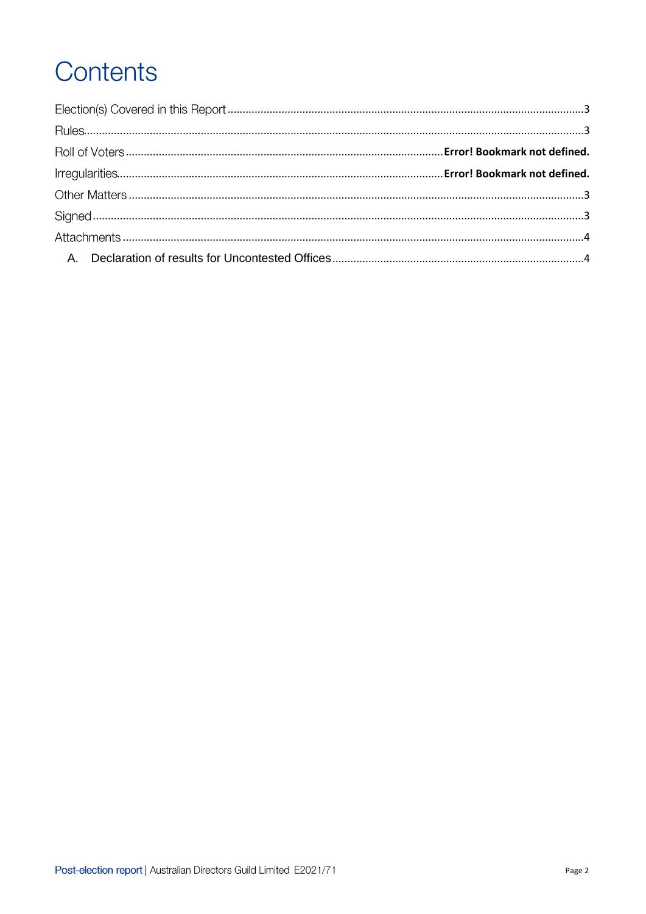# Contents

Election(s) Covered in this Report .......... 3
Rules .......... 3
Roll of Voters .......... Error! Bookmark not defined.
Irregularities .......... Error! Bookmark not defined.
Other Matters .......... 3
Signed .......... 3
Attachments .......... 4
  A. Declaration of results for Uncontested Offices .......... 4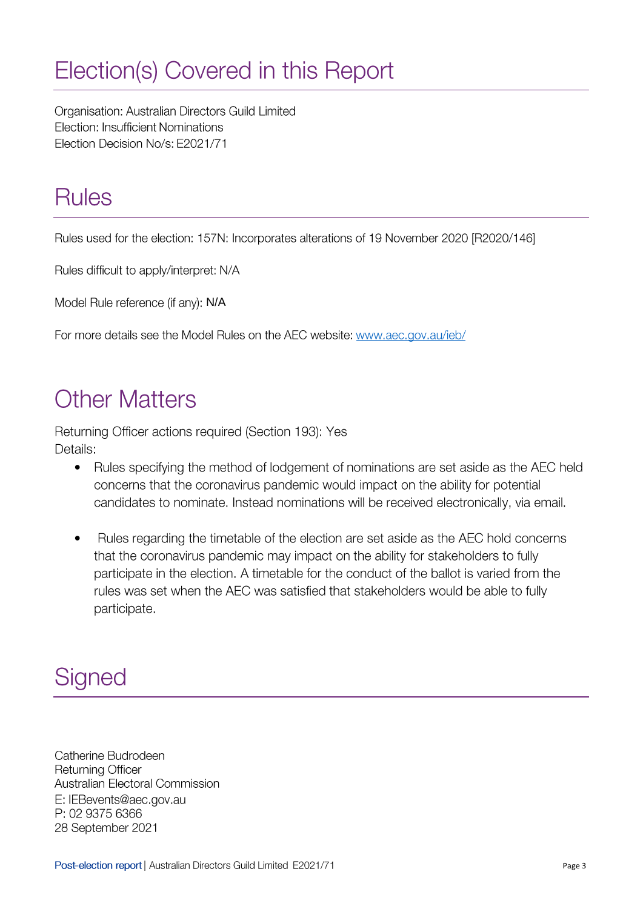# Election(s) Covered in this Report

Organisation: Australian Directors Guild Limited
Election: Insufficient Nominations
Election Decision No/s: E2021/71

# Rules

Rules used for the election: 157N: Incorporates alterations of 19 November 2020 [R2020/146]

Rules difficult to apply/interpret: N/A

Model Rule reference (if any): N/A

For more details see the Model Rules on the AEC website: www.aec.gov.au/ieb/

# Other Matters

Returning Officer actions required (Section 193): Yes
Details:

- Rules specifying the method of lodgement of nominations are set aside as the AEC held concerns that the coronavirus pandemic would impact on the ability for potential candidates to nominate. Instead nominations will be received electronically, via email.

- Rules regarding the timetable of the election are set aside as the AEC hold concerns that the coronavirus pandemic may impact on the ability for stakeholders to fully participate in the election. A timetable for the conduct of the ballot is varied from the rules was set when the AEC was satisfied that stakeholders would be able to fully participate.

# Signed

Catherine Budrodeen
Returning Officer
Australian Electoral Commission
E: IEBevents@aec.gov.au
P: 02 9375 6366
28 September 2021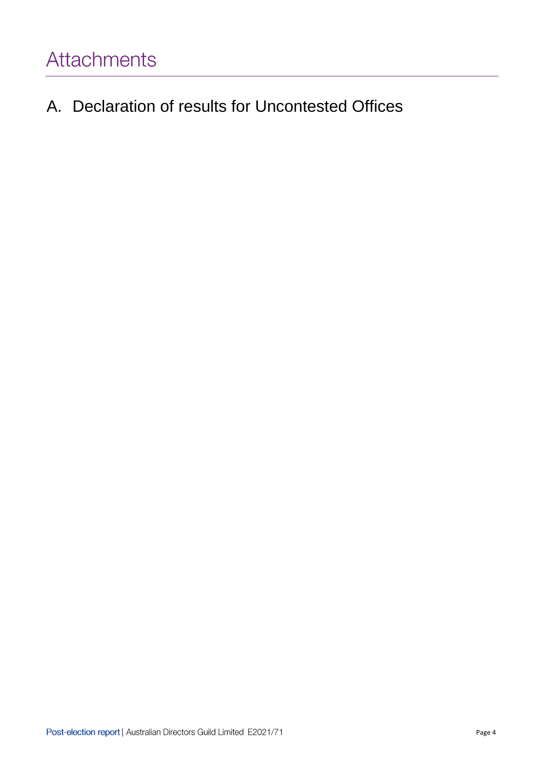# Attachments

## A. Declaration of results for Uncontested Offices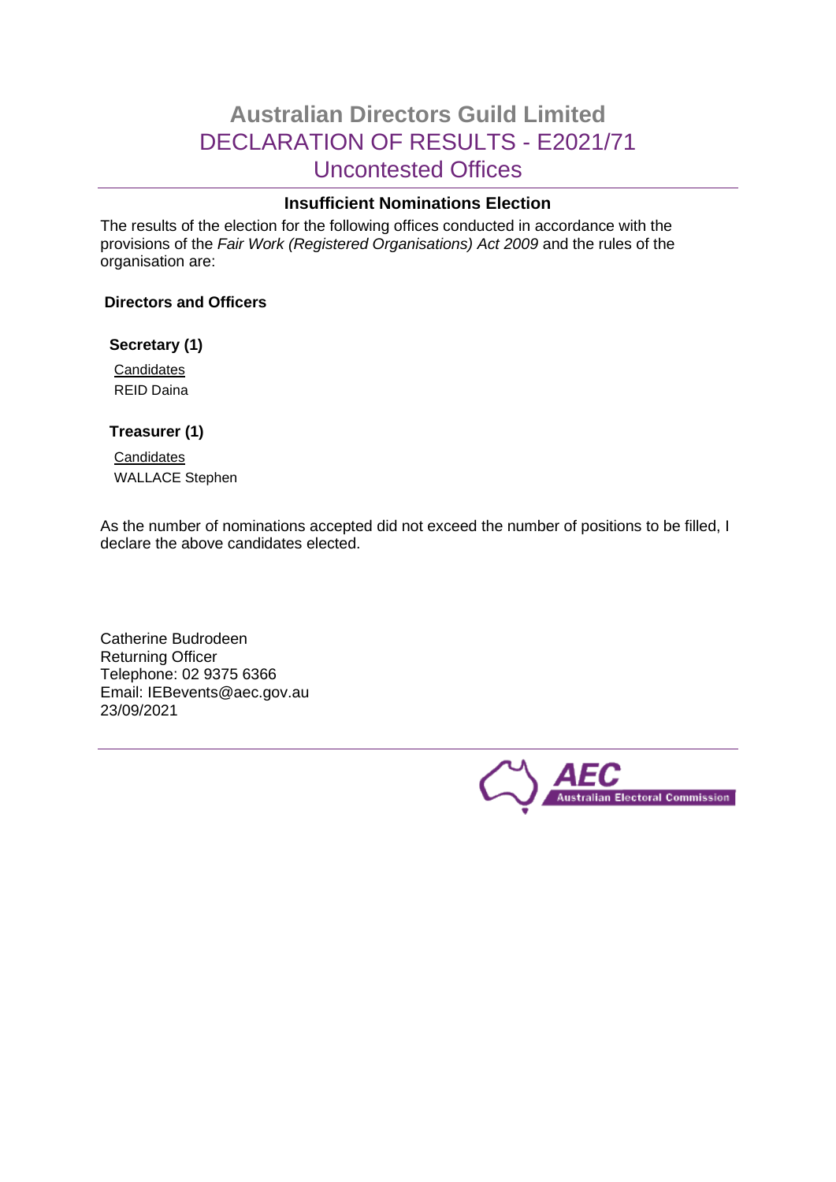# Australian Directors Guild Limited
## DECLARATION OF RESULTS - E2021/71
## Uncontested Offices

### Insufficient Nominations Election

The results of the election for the following offices conducted in accordance with the provisions of the *Fair Work (Registered Organisations) Act 2009* and the rules of the organisation are:

**Directors and Officers**

**Secretary (1)**

Candidates
REID Daina

**Treasurer (1)**

Candidates
WALLACE Stephen

As the number of nominations accepted did not exceed the number of positions to be filled, I declare the above candidates elected.

Catherine Budrodeen
Returning Officer
Telephone: 02 9375 6366
Email: IEBevents@aec.gov.au
23/09/2021

AEC Australian Electoral Commission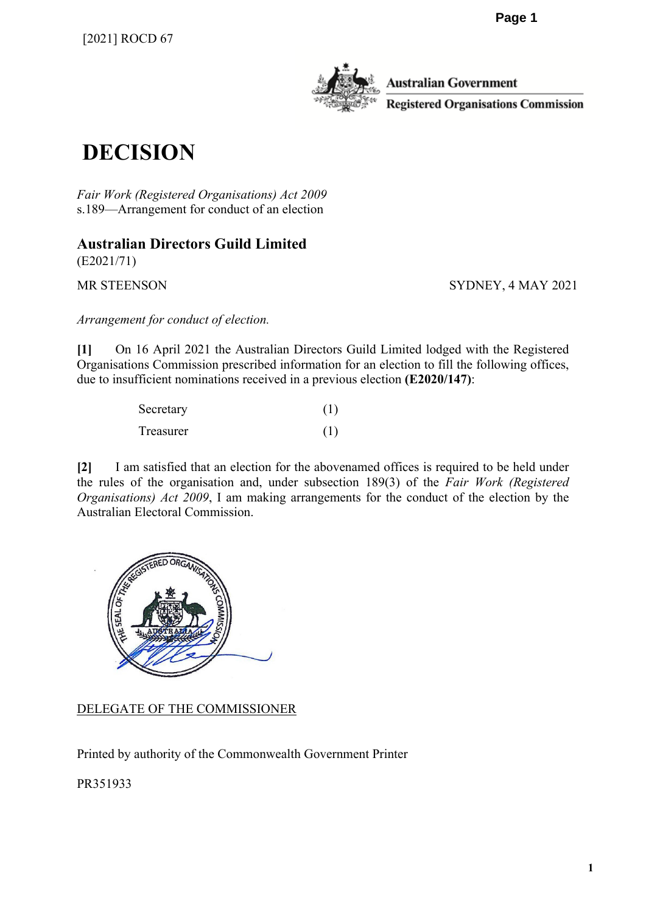[2021] ROCD 67

Australian Government
Registered Organisations Commission

# DECISION

*Fair Work (Registered Organisations) Act 2009*
s.189—Arrangement for conduct of an election

## Australian Directors Guild Limited

(E2021/71)

MR STEENSON SYDNEY, 4 MAY 2021

*Arrangement for conduct of election.*

**[1]** On 16 April 2021 the Australian Directors Guild Limited lodged with the Registered Organisations Commission prescribed information for an election to fill the following offices, due to insufficient nominations received in a previous election **(E2020/147)**:

| | |
|---|---|
| Secretary | (1) |
| Treasurer | (1) |

**[2]** I am satisfied that an election for the abovenamed offices is required to be held under the rules of the organisation and, under subsection 189(3) of the *Fair Work (Registered Organisations) Act 2009*, I am making arrangements for the conduct of the election by the Australian Electoral Commission.

DELEGATE OF THE COMMISSIONER

Printed by authority of the Commonwealth Government Printer

PR351933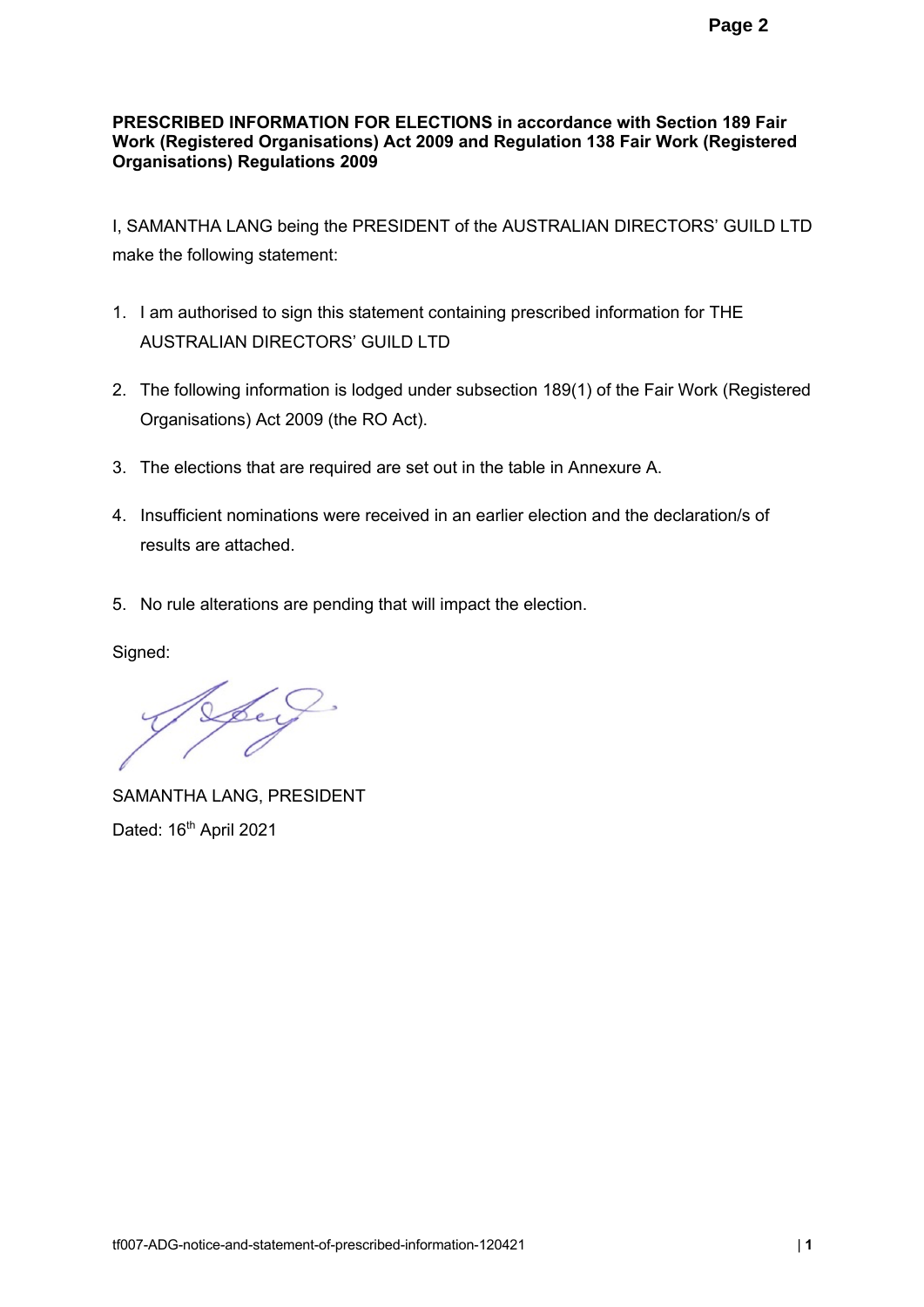**PRESCRIBED INFORMATION FOR ELECTIONS in accordance with Section 189 Fair Work (Registered Organisations) Act 2009 and Regulation 138 Fair Work (Registered Organisations) Regulations 2009**

I, SAMANTHA LANG being the PRESIDENT of the AUSTRALIAN DIRECTORS' GUILD LTD make the following statement:

1. I am authorised to sign this statement containing prescribed information for THE AUSTRALIAN DIRECTORS' GUILD LTD
2. The following information is lodged under subsection 189(1) of the Fair Work (Registered Organisations) Act 2009 (the RO Act).
3. The elections that are required are set out in the table in Annexure A.
4. Insufficient nominations were received in an earlier election and the declaration/s of results are attached.
5. No rule alterations are pending that will impact the election.

Signed:

SAMANTHA LANG, PRESIDENT

Dated: 16th April 2021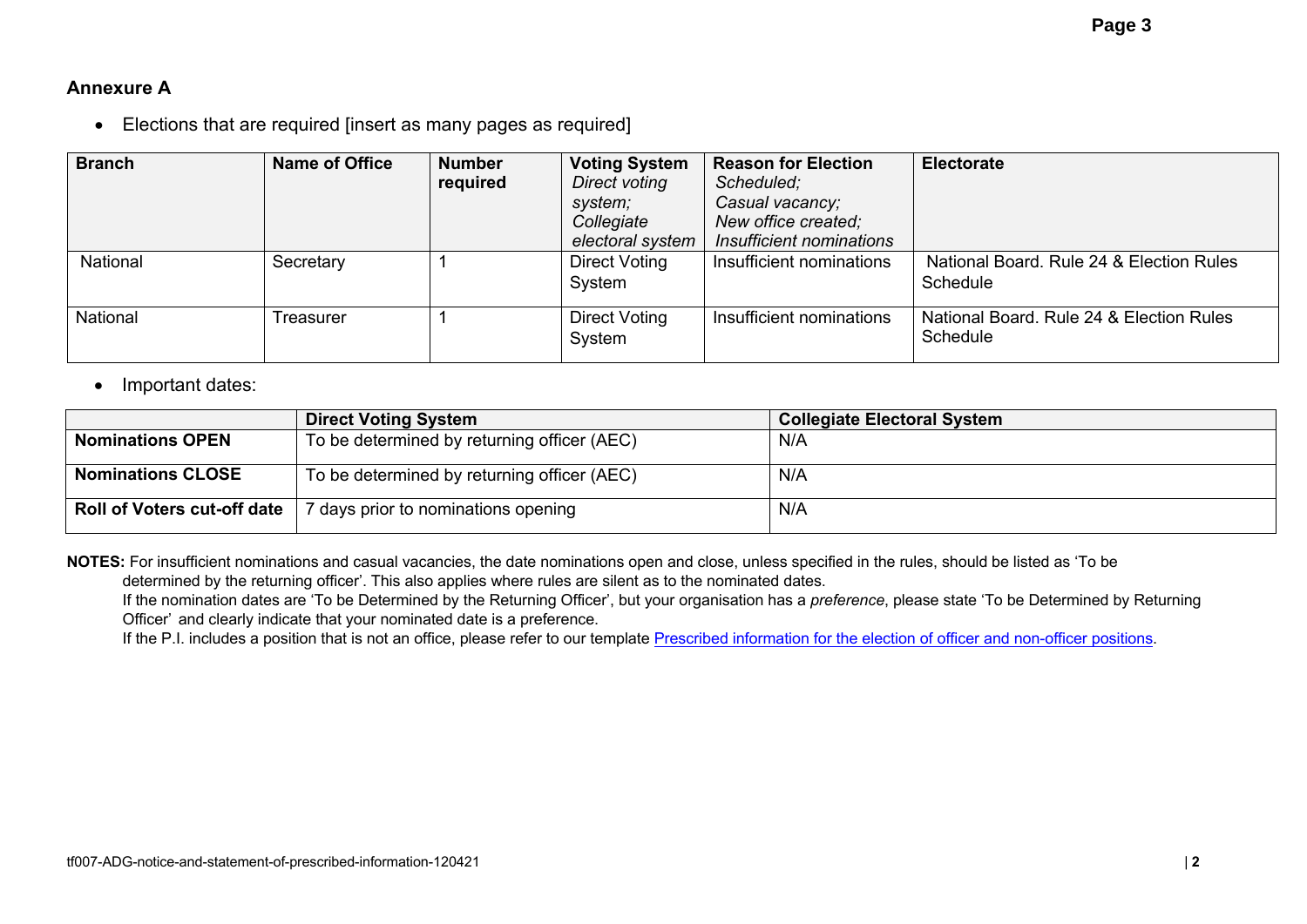### Annexure A

- Elections that are required [insert as many pages as required]

| Branch | Name of Office | Number required | Voting System *Direct voting system; Collegiate electoral system* | Reason for Election *Scheduled; Casual vacancy; New office created; Insufficient nominations* | Electorate |
|---|---|---|---|---|---|
| National | Secretary | 1 | Direct Voting System | Insufficient nominations | National Board. Rule 24 & Election Rules Schedule |
| National | Treasurer | 1 | Direct Voting System | Insufficient nominations | National Board. Rule 24 & Election Rules Schedule |

- Important dates:

| | Direct Voting System | Collegiate Electoral System |
|---|---|---|
| **Nominations OPEN** | To be determined by returning officer (AEC) | N/A |
| **Nominations CLOSE** | To be determined by returning officer (AEC) | N/A |
| **Roll of Voters cut-off date** | 7 days prior to nominations opening | N/A |

**NOTES:** For insufficient nominations and casual vacancies, the date nominations open and close, unless specified in the rules, should be listed as 'To be determined by the returning officer'. This also applies where rules are silent as to the nominated dates.

If the nomination dates are 'To be Determined by the Returning Officer', but your organisation has a *preference*, please state 'To be Determined by Returning Officer' and clearly indicate that your nominated date is a preference.

If the P.I. includes a position that is not an office, please refer to our template Prescribed information for the election of officer and non-officer positions.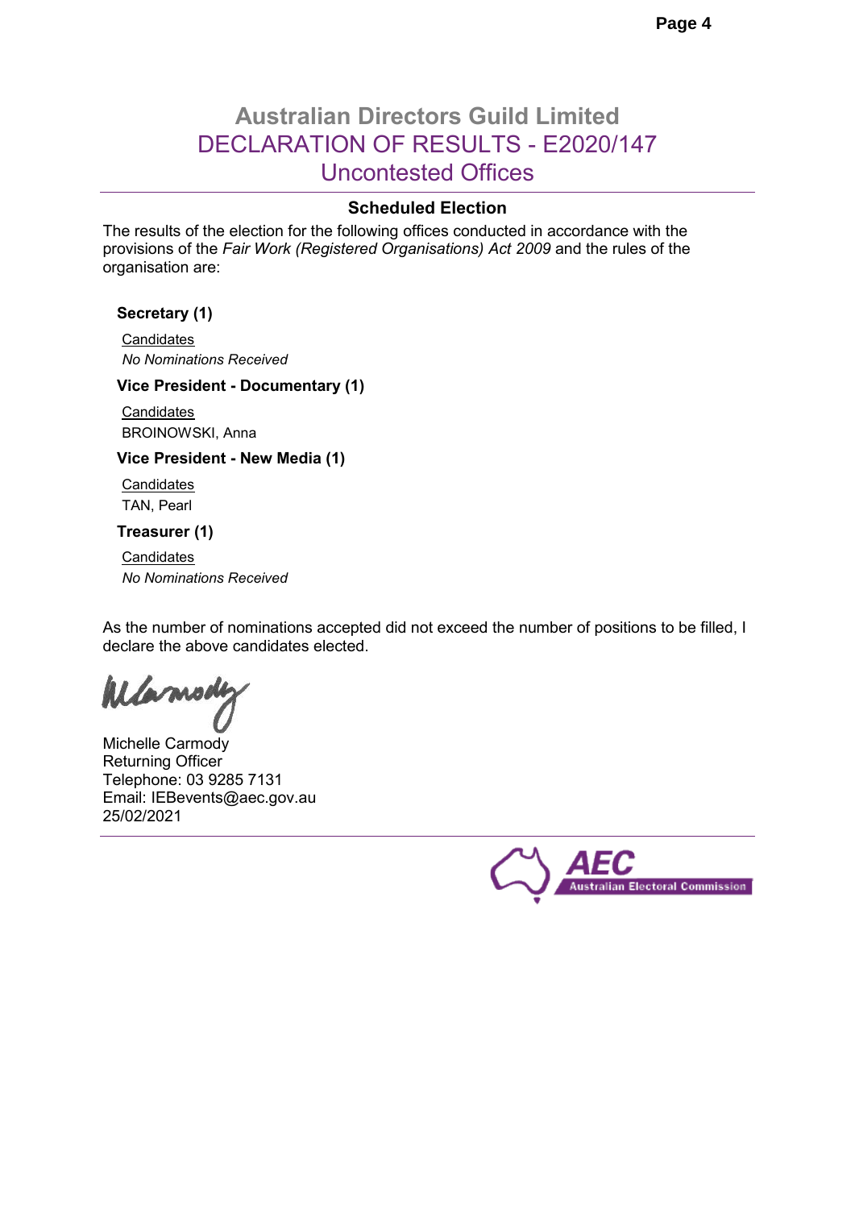# Australian Directors Guild Limited

## DECLARATION OF RESULTS - E2020/147

## Uncontested Offices

### Scheduled Election

The results of the election for the following offices conducted in accordance with the provisions of the *Fair Work (Registered Organisations) Act 2009* and the rules of the organisation are:

**Secretary (1)**

Candidates

*No Nominations Received*

**Vice President - Documentary (1)**

Candidates

BROINOWSKI, Anna

**Vice President - New Media (1)**

Candidates

TAN, Pearl

**Treasurer (1)**

Candidates

*No Nominations Received*

As the number of nominations accepted did not exceed the number of positions to be filled, I declare the above candidates elected.

Michelle Carmody
Returning Officer
Telephone: 03 9285 7131
Email: IEBevents@aec.gov.au
25/02/2021

AEC Australian Electoral Commission